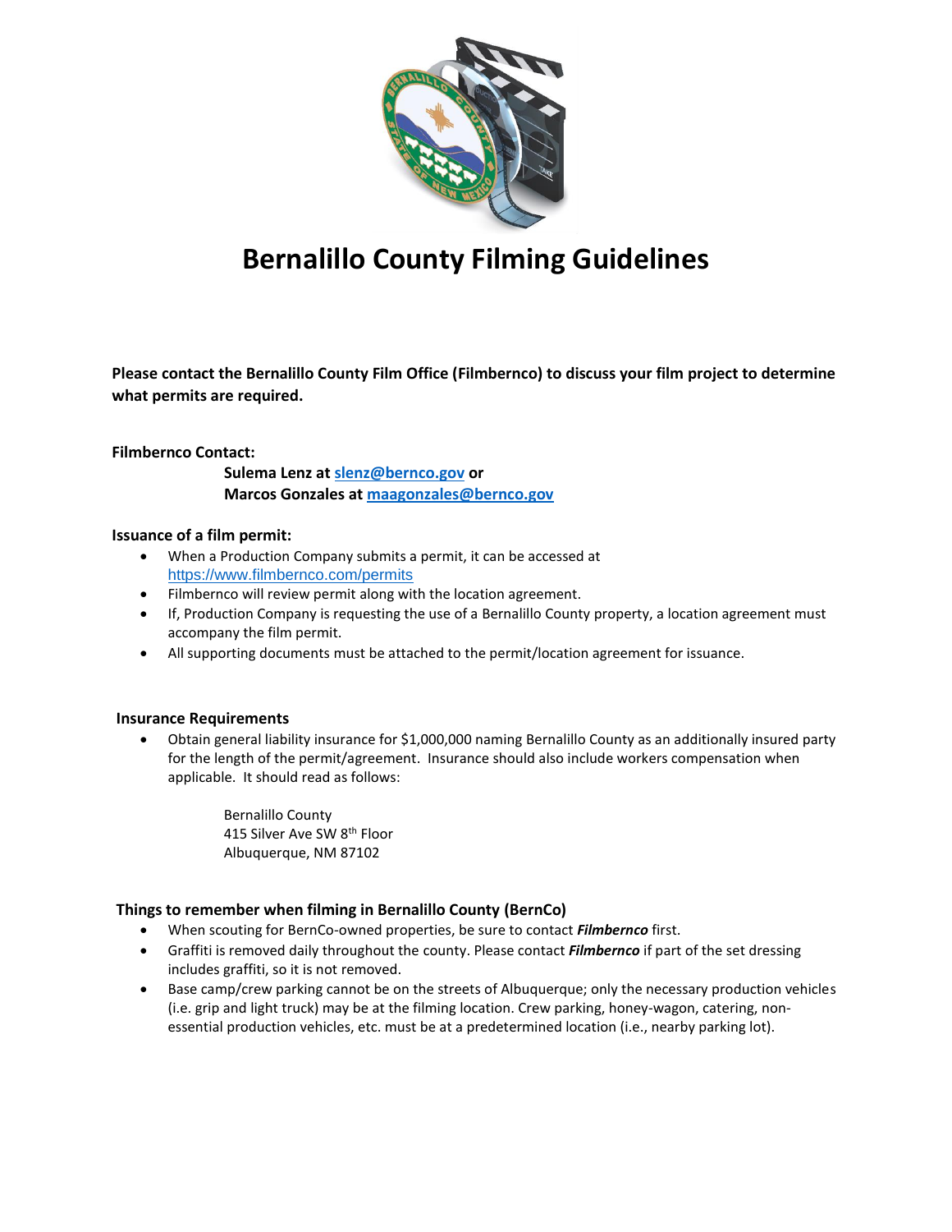# Bernalillo County Filming Guidelines

**Please contact the Bernalillo County Film Office (Filmbernco) to discuss your film project to determine what permits are required.**

**Filmbernco Contact:**

**Sulema Lenz at [slenz@bernco.gov](mailto:slenz@bernco.gov) or**
**Marcos Gonzales at [maagonzales@bernco.gov](mailto:maagonzales@bernco.gov)**

**Issuance of a film permit:**

- When a Production Company submits a permit, it can be accessed at https://www.filmbernco.com/permits
- Filmbernco will review permit along with the location agreement.
- If, Production Company is requesting the use of a Bernalillo County property, a location agreement must accompany the film permit.
- All supporting documents must be attached to the permit/location agreement for issuance.

**Insurance Requirements**

- Obtain general liability insurance for $1,000,000 naming Bernalillo County as an additionally insured party for the length of the permit/agreement. Insurance should also include workers compensation when applicable. It should read as follows:

  Bernalillo County
  415 Silver Ave SW 8th Floor
  Albuquerque, NM 87102

**Things to remember when filming in Bernalillo County (BernCo)**

- When scouting for BernCo-owned properties, be sure to contact ***Filmbernco*** first.
- Graffiti is removed daily throughout the county. Please contact ***Filmbernco*** if part of the set dressing includes graffiti, so it is not removed.
- Base camp/crew parking cannot be on the streets of Albuquerque; only the necessary production vehicles (i.e. grip and light truck) may be at the filming location. Crew parking, honey-wagon, catering, non-essential production vehicles, etc. must be at a predetermined location (i.e., nearby parking lot).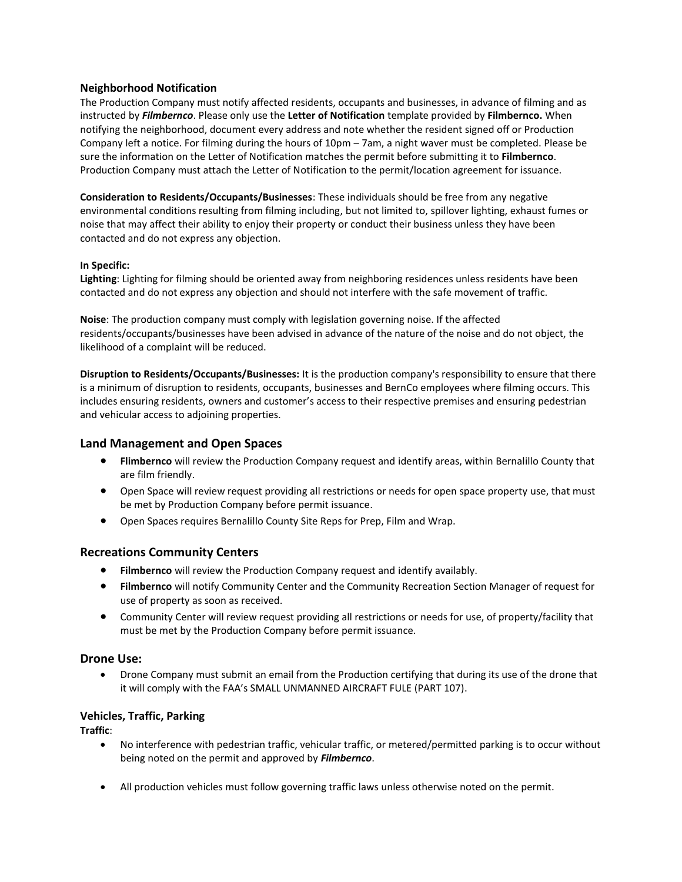### Neighborhood Notification

The Production Company must notify affected residents, occupants and businesses, in advance of filming and as instructed by ***Filmbernco***. Please only use the **Letter of Notification** template provided by **Filmbernco.** When notifying the neighborhood, document every address and note whether the resident signed off or Production Company left a notice. For filming during the hours of 10pm – 7am, a night waver must be completed. Please be sure the information on the Letter of Notification matches the permit before submitting it to **Filmbernco**. Production Company must attach the Letter of Notification to the permit/location agreement for issuance.

**Consideration to Residents/Occupants/Businesses**: These individuals should be free from any negative environmental conditions resulting from filming including, but not limited to, spillover lighting, exhaust fumes or noise that may affect their ability to enjoy their property or conduct their business unless they have been contacted and do not express any objection.

**In Specific:**

**Lighting**: Lighting for filming should be oriented away from neighboring residences unless residents have been contacted and do not express any objection and should not interfere with the safe movement of traffic.

**Noise**: The production company must comply with legislation governing noise. If the affected residents/occupants/businesses have been advised in advance of the nature of the noise and do not object, the likelihood of a complaint will be reduced.

**Disruption to Residents/Occupants/Businesses:** It is the production company's responsibility to ensure that there is a minimum of disruption to residents, occupants, businesses and BernCo employees where filming occurs. This includes ensuring residents, owners and customer's access to their respective premises and ensuring pedestrian and vehicular access to adjoining properties.

## Land Management and Open Spaces

- **Flimbernco** will review the Production Company request and identify areas, within Bernalillo County that are film friendly.
- Open Space will review request providing all restrictions or needs for open space property use, that must be met by Production Company before permit issuance.
- Open Spaces requires Bernalillo County Site Reps for Prep, Film and Wrap.

## Recreations Community Centers

- **Filmbernco** will review the Production Company request and identify availably.
- **Filmbernco** will notify Community Center and the Community Recreation Section Manager of request for use of property as soon as received.
- Community Center will review request providing all restrictions or needs for use, of property/facility that must be met by the Production Company before permit issuance.

## Drone Use:

- Drone Company must submit an email from the Production certifying that during its use of the drone that it will comply with the FAA's SMALL UNMANNED AIRCRAFT FULE (PART 107).

### Vehicles, Traffic, Parking

**Traffic**:

- No interference with pedestrian traffic, vehicular traffic, or metered/permitted parking is to occur without being noted on the permit and approved by ***Filmbernco***.
- All production vehicles must follow governing traffic laws unless otherwise noted on the permit.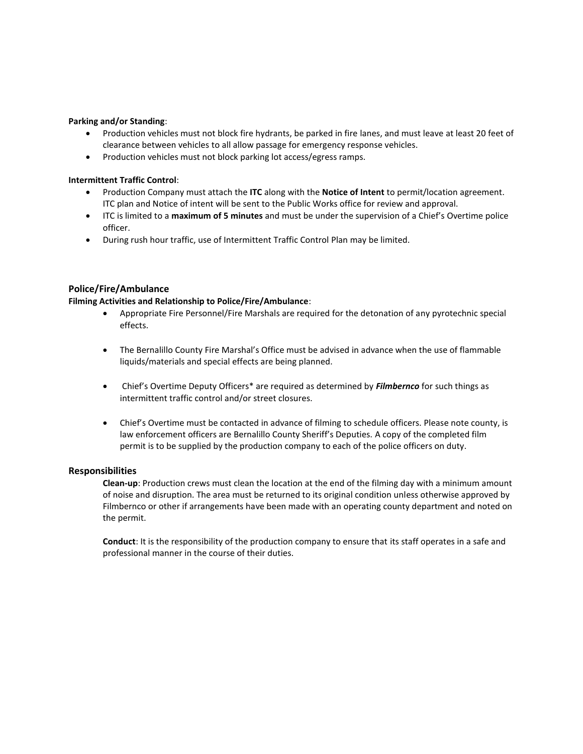**Parking and/or Standing**:

- Production vehicles must not block fire hydrants, be parked in fire lanes, and must leave at least 20 feet of clearance between vehicles to all allow passage for emergency response vehicles.
- Production vehicles must not block parking lot access/egress ramps.

**Intermittent Traffic Control**:

- Production Company must attach the **ITC** along with the **Notice of Intent** to permit/location agreement. ITC plan and Notice of intent will be sent to the Public Works office for review and approval.
- ITC is limited to a **maximum of 5 minutes** and must be under the supervision of a Chief's Overtime police officer.
- During rush hour traffic, use of Intermittent Traffic Control Plan may be limited.

## Police/Fire/Ambulance

**Filming Activities and Relationship to Police/Fire/Ambulance**:

- Appropriate Fire Personnel/Fire Marshals are required for the detonation of any pyrotechnic special effects.
- The Bernalillo County Fire Marshal's Office must be advised in advance when the use of flammable liquids/materials and special effects are being planned.
- Chief's Overtime Deputy Officers* are required as determined by ***Filmbernco*** for such things as intermittent traffic control and/or street closures.
- Chief's Overtime must be contacted in advance of filming to schedule officers. Please note county, is law enforcement officers are Bernalillo County Sheriff's Deputies. A copy of the completed film permit is to be supplied by the production company to each of the police officers on duty.

## Responsibilities

**Clean-up**: Production crews must clean the location at the end of the filming day with a minimum amount of noise and disruption. The area must be returned to its original condition unless otherwise approved by Filmbernco or other if arrangements have been made with an operating county department and noted on the permit.

**Conduct**: It is the responsibility of the production company to ensure that its staff operates in a safe and professional manner in the course of their duties.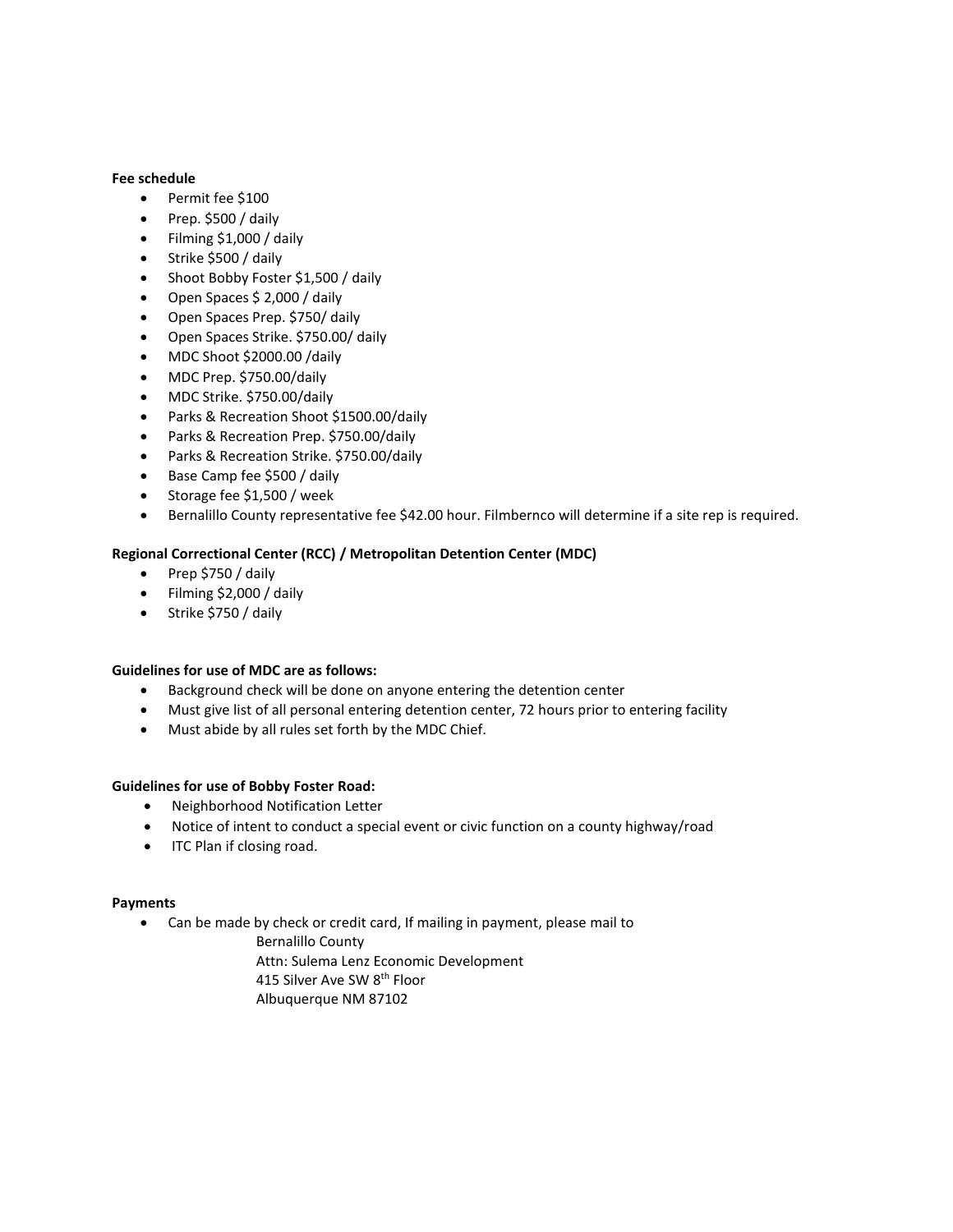**Fee schedule**

- Permit fee $100
- Prep. $500 / daily
- Filming $1,000 / daily
- Strike $500 / daily
- Shoot Bobby Foster $1,500 / daily
- Open Spaces $ 2,000 / daily
- Open Spaces Prep. $750/ daily
- Open Spaces Strike. $750.00/ daily
- MDC Shoot $2000.00 /daily
- MDC Prep. $750.00/daily
- MDC Strike. $750.00/daily
- Parks & Recreation Shoot $1500.00/daily
- Parks & Recreation Prep. $750.00/daily
- Parks & Recreation Strike. $750.00/daily
- Base Camp fee $500 / daily
- Storage fee $1,500 / week
- Bernalillo County representative fee $42.00 hour. Filmbernco will determine if a site rep is required.

**Regional Correctional Center (RCC) / Metropolitan Detention Center (MDC)**

- Prep $750 / daily
- Filming $2,000 / daily
- Strike $750 / daily

**Guidelines for use of MDC are as follows:**

- Background check will be done on anyone entering the detention center
- Must give list of all personal entering detention center, 72 hours prior to entering facility
- Must abide by all rules set forth by the MDC Chief.

**Guidelines for use of Bobby Foster Road:**

- Neighborhood Notification Letter
- Notice of intent to conduct a special event or civic function on a county highway/road
- ITC Plan if closing road.

**Payments**

- Can be made by check or credit card, If mailing in payment, please mail to

  Bernalillo County
  Attn: Sulema Lenz Economic Development
  415 Silver Ave SW 8th Floor
  Albuquerque NM 87102